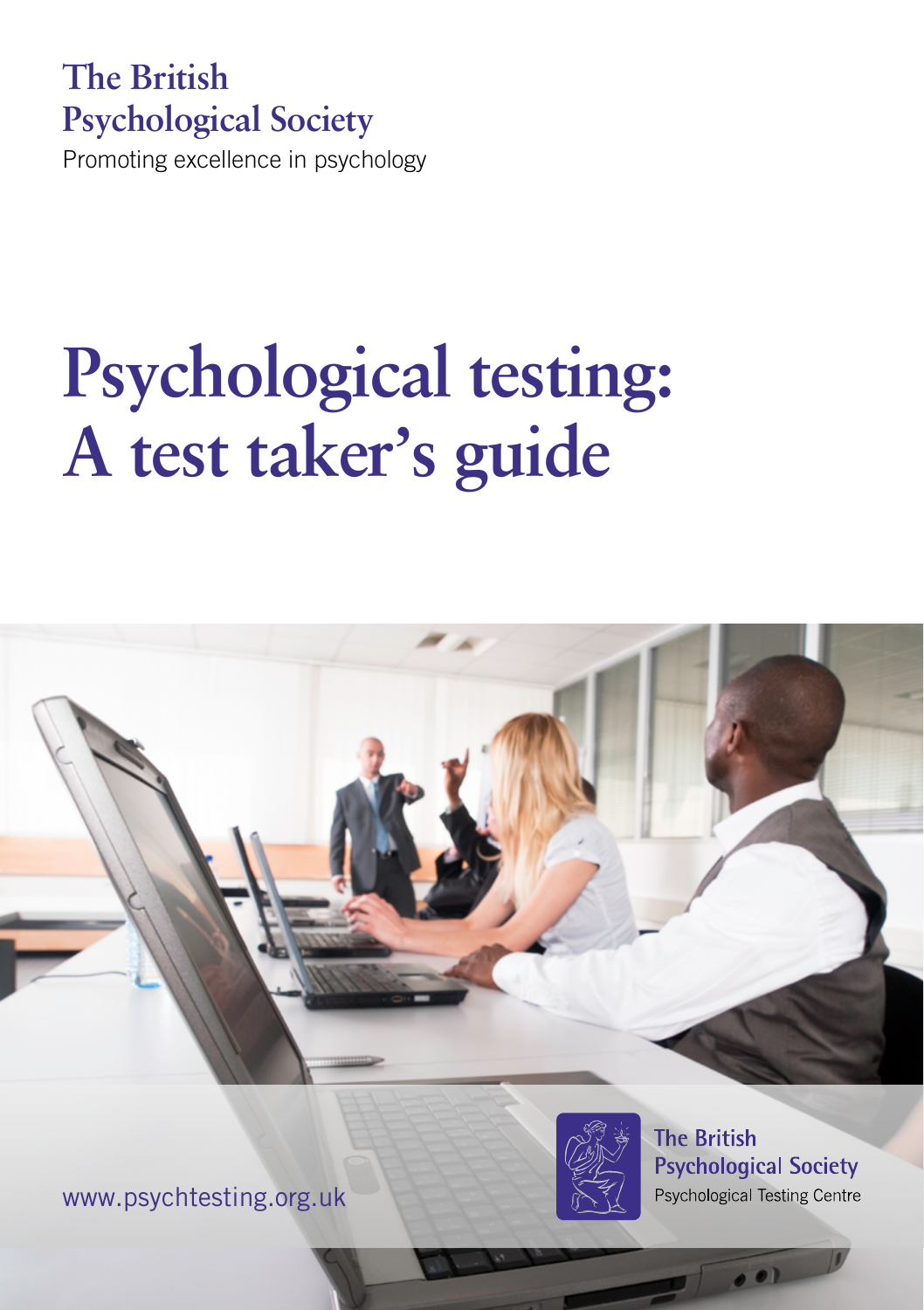The British Psychological Society

Promoting excellence in psychology

# Psychological testing: A test taker's guide

www.psychtesting.org.uk

The British Psychological Society

Psychological Testing Centre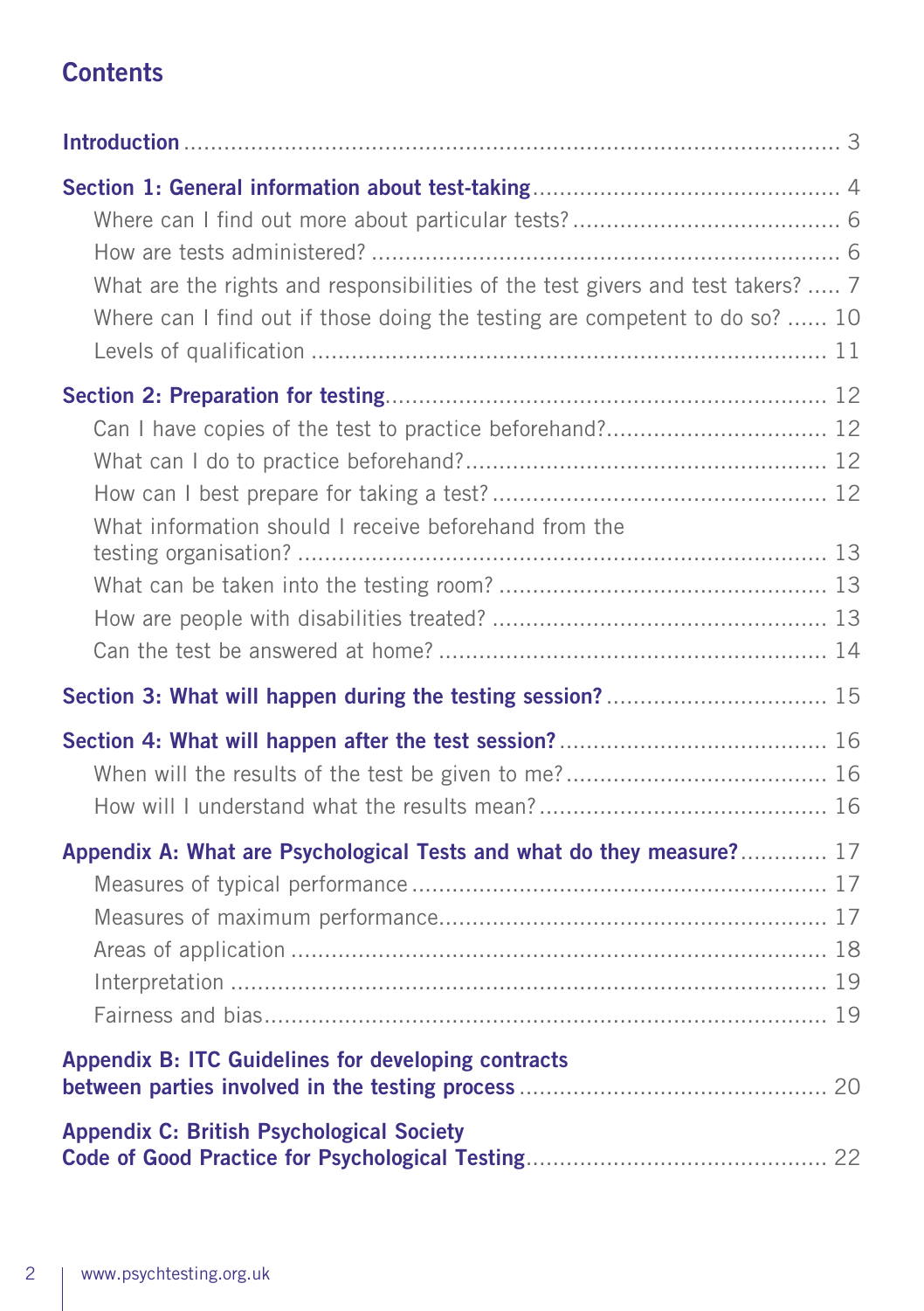## Contents

**Introduction** ... 3

**Section 1: General information about test-taking** ... 4

- Where can I find out more about particular tests? ... 6
- How are tests administered? ... 6
- What are the rights and responsibilities of the test givers and test takers? ... 7
- Where can I find out if those doing the testing are competent to do so? ... 10
- Levels of qualification ... 11

**Section 2: Preparation for testing** ... 12

- Can I have copies of the test to practice beforehand? ... 12
- What can I do to practice beforehand? ... 12
- How can I best prepare for taking a test? ... 12
- What information should I receive beforehand from the testing organisation? ... 13
- What can be taken into the testing room? ... 13
- How are people with disabilities treated? ... 13
- Can the test be answered at home? ... 14

**Section 3: What will happen during the testing session?** ... 15

**Section 4: What will happen after the test session?** ... 16

- When will the results of the test be given to me? ... 16
- How will I understand what the results mean? ... 16

**Appendix A: What are Psychological Tests and what do they measure?** ... 17

- Measures of typical performance ... 17
- Measures of maximum performance ... 17
- Areas of application ... 18
- Interpretation ... 19
- Fairness and bias ... 19

**Appendix B: ITC Guidelines for developing contracts between parties involved in the testing process** ... 20

**Appendix C: British Psychological Society Code of Good Practice for Psychological Testing** ... 22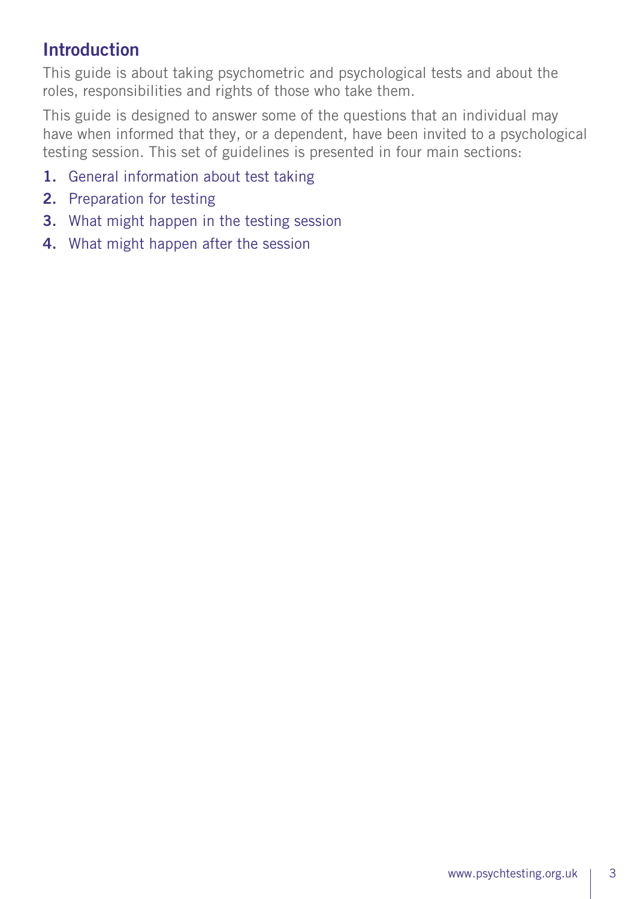## Introduction

This guide is about taking psychometric and psychological tests and about the roles, responsibilities and rights of those who take them.

This guide is designed to answer some of the questions that an individual may have when informed that they, or a dependent, have been invited to a psychological testing session. This set of guidelines is presented in four main sections:

1. General information about test taking
2. Preparation for testing
3. What might happen in the testing session
4. What might happen after the session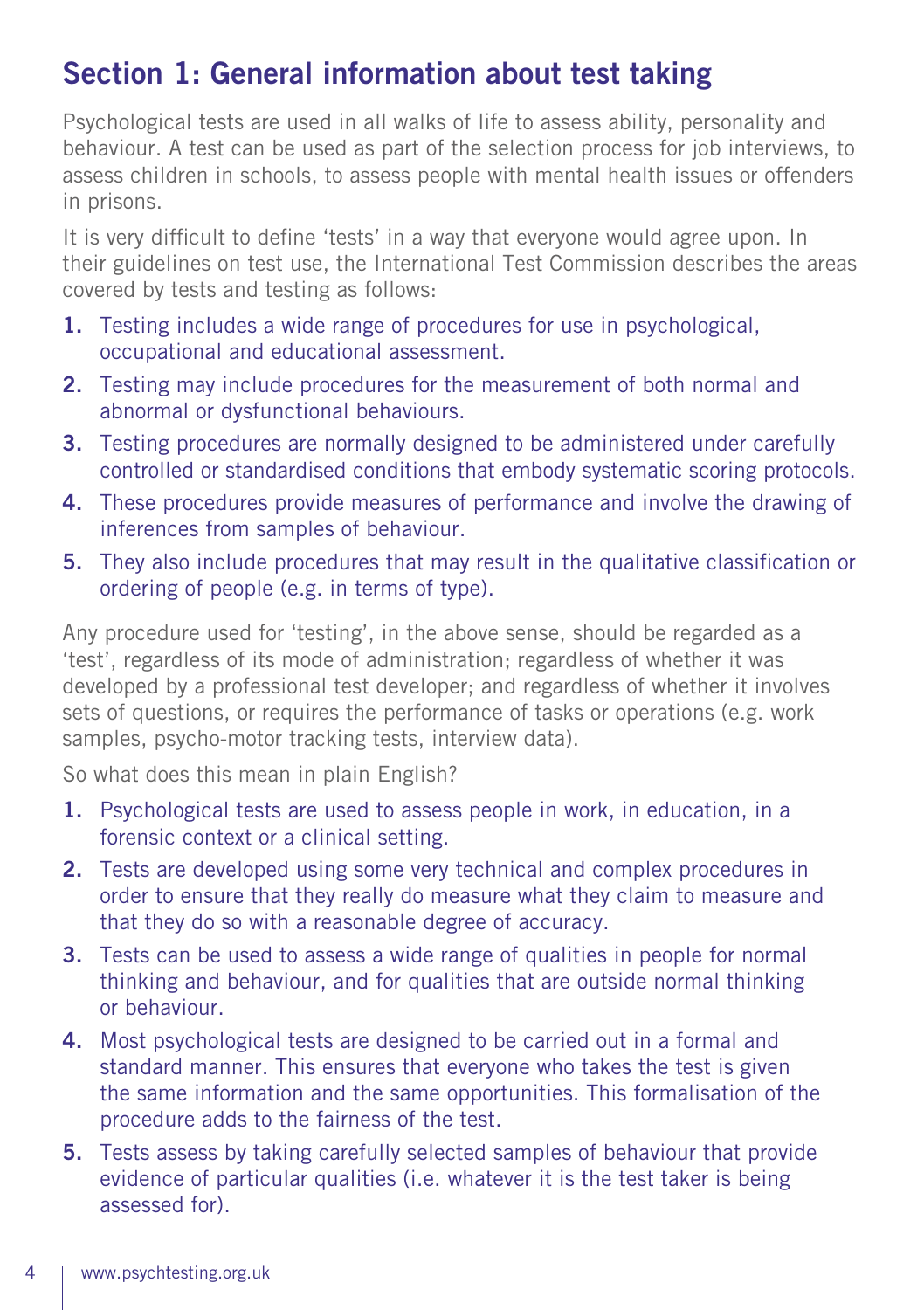## Section 1: General information about test taking

Psychological tests are used in all walks of life to assess ability, personality and behaviour. A test can be used as part of the selection process for job interviews, to assess children in schools, to assess people with mental health issues or offenders in prisons.

It is very difficult to define 'tests' in a way that everyone would agree upon. In their guidelines on test use, the International Test Commission describes the areas covered by tests and testing as follows:

1. Testing includes a wide range of procedures for use in psychological, occupational and educational assessment.
2. Testing may include procedures for the measurement of both normal and abnormal or dysfunctional behaviours.
3. Testing procedures are normally designed to be administered under carefully controlled or standardised conditions that embody systematic scoring protocols.
4. These procedures provide measures of performance and involve the drawing of inferences from samples of behaviour.
5. They also include procedures that may result in the qualitative classification or ordering of people (e.g. in terms of type).

Any procedure used for 'testing', in the above sense, should be regarded as a 'test', regardless of its mode of administration; regardless of whether it was developed by a professional test developer; and regardless of whether it involves sets of questions, or requires the performance of tasks or operations (e.g. work samples, psycho-motor tracking tests, interview data).

So what does this mean in plain English?

1. Psychological tests are used to assess people in work, in education, in a forensic context or a clinical setting.
2. Tests are developed using some very technical and complex procedures in order to ensure that they really do measure what they claim to measure and that they do so with a reasonable degree of accuracy.
3. Tests can be used to assess a wide range of qualities in people for normal thinking and behaviour, and for qualities that are outside normal thinking or behaviour.
4. Most psychological tests are designed to be carried out in a formal and standard manner. This ensures that everyone who takes the test is given the same information and the same opportunities. This formalisation of the procedure adds to the fairness of the test.
5. Tests assess by taking carefully selected samples of behaviour that provide evidence of particular qualities (i.e. whatever it is the test taker is being assessed for).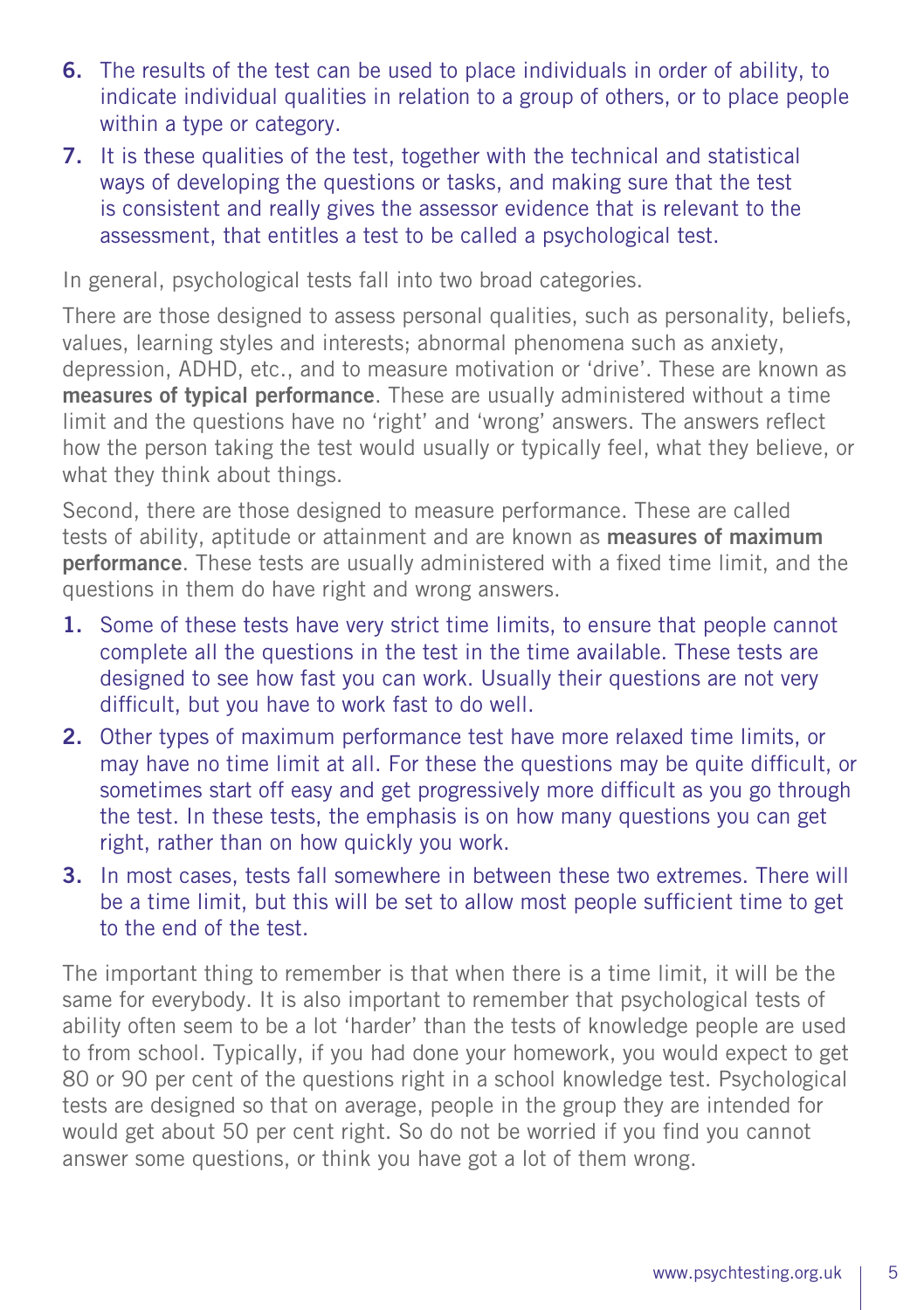6. The results of the test can be used to place individuals in order of ability, to indicate individual qualities in relation to a group of others, or to place people within a type or category.
7. It is these qualities of the test, together with the technical and statistical ways of developing the questions or tasks, and making sure that the test is consistent and really gives the assessor evidence that is relevant to the assessment, that entitles a test to be called a psychological test.

In general, psychological tests fall into two broad categories.

There are those designed to assess personal qualities, such as personality, beliefs, values, learning styles and interests; abnormal phenomena such as anxiety, depression, ADHD, etc., and to measure motivation or 'drive'. These are known as **measures of typical performance**. These are usually administered without a time limit and the questions have no 'right' and 'wrong' answers. The answers reflect how the person taking the test would usually or typically feel, what they believe, or what they think about things.

Second, there are those designed to measure performance. These are called tests of ability, aptitude or attainment and are known as **measures of maximum performance**. These tests are usually administered with a fixed time limit, and the questions in them do have right and wrong answers.

1. Some of these tests have very strict time limits, to ensure that people cannot complete all the questions in the test in the time available. These tests are designed to see how fast you can work. Usually their questions are not very difficult, but you have to work fast to do well.
2. Other types of maximum performance test have more relaxed time limits, or may have no time limit at all. For these the questions may be quite difficult, or sometimes start off easy and get progressively more difficult as you go through the test. In these tests, the emphasis is on how many questions you can get right, rather than on how quickly you work.
3. In most cases, tests fall somewhere in between these two extremes. There will be a time limit, but this will be set to allow most people sufficient time to get to the end of the test.

The important thing to remember is that when there is a time limit, it will be the same for everybody. It is also important to remember that psychological tests of ability often seem to be a lot 'harder' than the tests of knowledge people are used to from school. Typically, if you had done your homework, you would expect to get 80 or 90 per cent of the questions right in a school knowledge test. Psychological tests are designed so that on average, people in the group they are intended for would get about 50 per cent right. So do not be worried if you find you cannot answer some questions, or think you have got a lot of them wrong.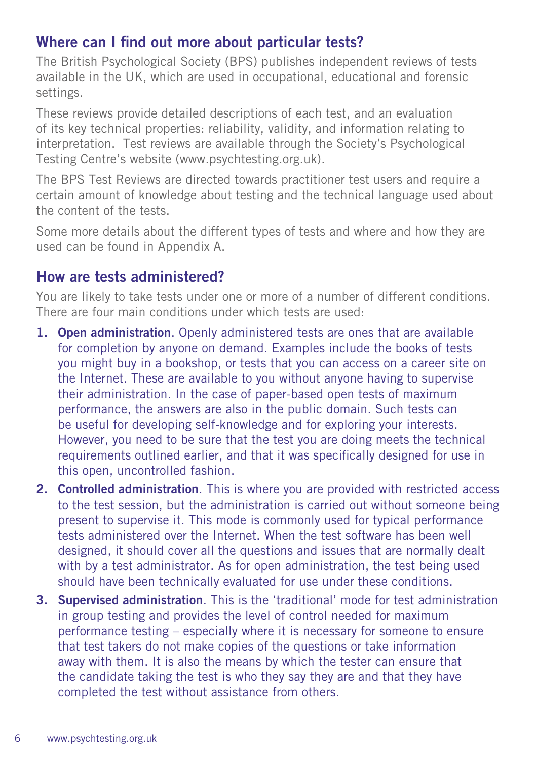## Where can I find out more about particular tests?

The British Psychological Society (BPS) publishes independent reviews of tests available in the UK, which are used in occupational, educational and forensic settings.

These reviews provide detailed descriptions of each test, and an evaluation of its key technical properties: reliability, validity, and information relating to interpretation. Test reviews are available through the Society's Psychological Testing Centre's website (www.psychtesting.org.uk).

The BPS Test Reviews are directed towards practitioner test users and require a certain amount of knowledge about testing and the technical language used about the content of the tests.

Some more details about the different types of tests and where and how they are used can be found in Appendix A.

## How are tests administered?

You are likely to take tests under one or more of a number of different conditions. There are four main conditions under which tests are used:

1. **Open administration**. Openly administered tests are ones that are available for completion by anyone on demand. Examples include the books of tests you might buy in a bookshop, or tests that you can access on a career site on the Internet. These are available to you without anyone having to supervise their administration. In the case of paper-based open tests of maximum performance, the answers are also in the public domain. Such tests can be useful for developing self-knowledge and for exploring your interests. However, you need to be sure that the test you are doing meets the technical requirements outlined earlier, and that it was specifically designed for use in this open, uncontrolled fashion.
2. **Controlled administration**. This is where you are provided with restricted access to the test session, but the administration is carried out without someone being present to supervise it. This mode is commonly used for typical performance tests administered over the Internet. When the test software has been well designed, it should cover all the questions and issues that are normally dealt with by a test administrator. As for open administration, the test being used should have been technically evaluated for use under these conditions.
3. **Supervised administration**. This is the 'traditional' mode for test administration in group testing and provides the level of control needed for maximum performance testing – especially where it is necessary for someone to ensure that test takers do not make copies of the questions or take information away with them. It is also the means by which the tester can ensure that the candidate taking the test is who they say they are and that they have completed the test without assistance from others.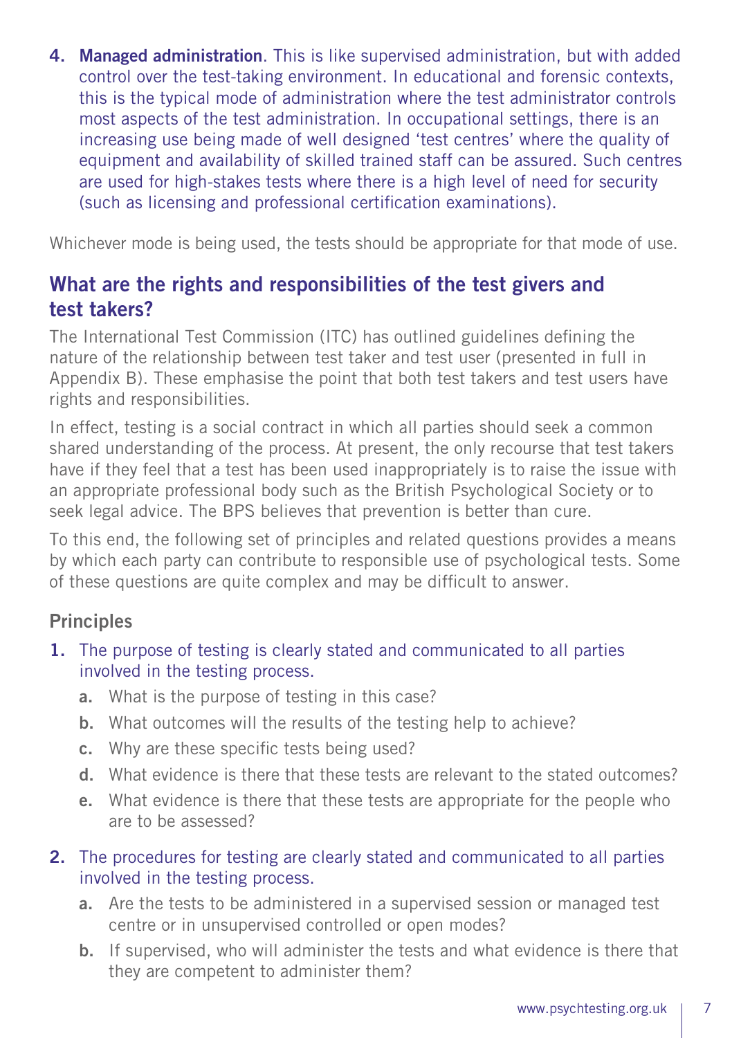4. **Managed administration**. This is like supervised administration, but with added control over the test-taking environment. In educational and forensic contexts, this is the typical mode of administration where the test administrator controls most aspects of the test administration. In occupational settings, there is an increasing use being made of well designed 'test centres' where the quality of equipment and availability of skilled trained staff can be assured. Such centres are used for high-stakes tests where there is a high level of need for security (such as licensing and professional certification examinations).

Whichever mode is being used, the tests should be appropriate for that mode of use.

## What are the rights and responsibilities of the test givers and test takers?

The International Test Commission (ITC) has outlined guidelines defining the nature of the relationship between test taker and test user (presented in full in Appendix B). These emphasise the point that both test takers and test users have rights and responsibilities.

In effect, testing is a social contract in which all parties should seek a common shared understanding of the process. At present, the only recourse that test takers have if they feel that a test has been used inappropriately is to raise the issue with an appropriate professional body such as the British Psychological Society or to seek legal advice. The BPS believes that prevention is better than cure.

To this end, the following set of principles and related questions provides a means by which each party can contribute to responsible use of psychological tests. Some of these questions are quite complex and may be difficult to answer.

### Principles

1. The purpose of testing is clearly stated and communicated to all parties involved in the testing process.
   a. What is the purpose of testing in this case?
   b. What outcomes will the results of the testing help to achieve?
   c. Why are these specific tests being used?
   d. What evidence is there that these tests are relevant to the stated outcomes?
   e. What evidence is there that these tests are appropriate for the people who are to be assessed?
2. The procedures for testing are clearly stated and communicated to all parties involved in the testing process.
   a. Are the tests to be administered in a supervised session or managed test centre or in unsupervised controlled or open modes?
   b. If supervised, who will administer the tests and what evidence is there that they are competent to administer them?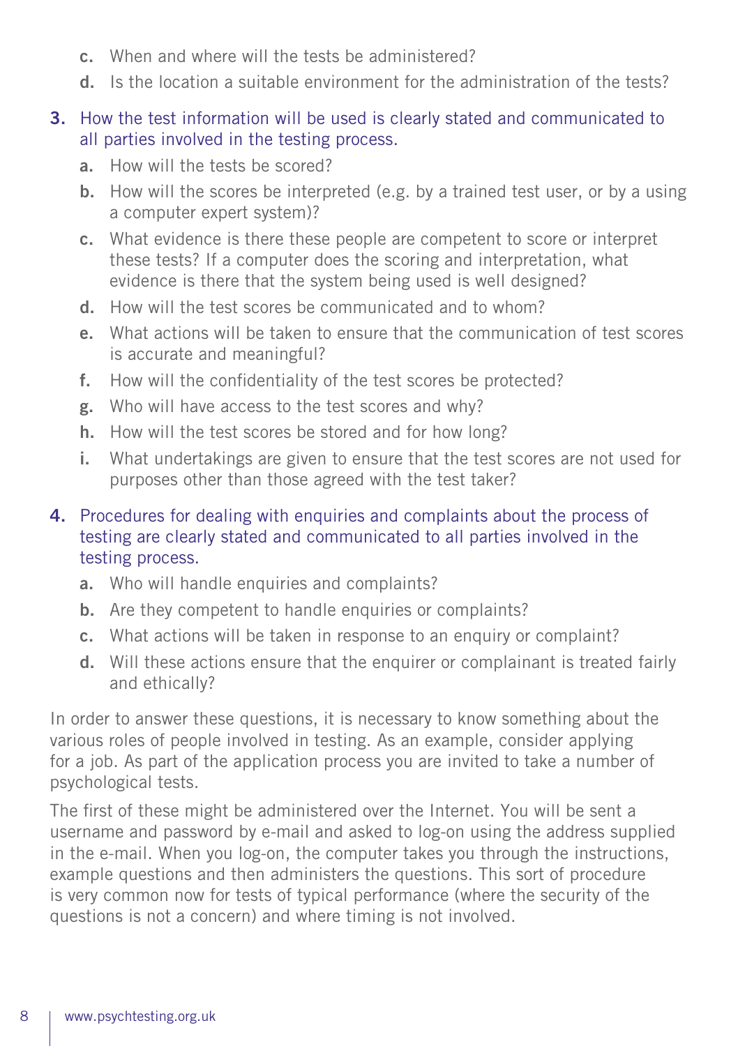c. When and where will the tests be administered?
   d. Is the location a suitable environment for the administration of the tests?

3. How the test information will be used is clearly stated and communicated to all parties involved in the testing process.
   a. How will the tests be scored?
   b. How will the scores be interpreted (e.g. by a trained test user, or by a using a computer expert system)?
   c. What evidence is there these people are competent to score or interpret these tests? If a computer does the scoring and interpretation, what evidence is there that the system being used is well designed?
   d. How will the test scores be communicated and to whom?
   e. What actions will be taken to ensure that the communication of test scores is accurate and meaningful?
   f. How will the confidentiality of the test scores be protected?
   g. Who will have access to the test scores and why?
   h. How will the test scores be stored and for how long?
   i. What undertakings are given to ensure that the test scores are not used for purposes other than those agreed with the test taker?

4. Procedures for dealing with enquiries and complaints about the process of testing are clearly stated and communicated to all parties involved in the testing process.
   a. Who will handle enquiries and complaints?
   b. Are they competent to handle enquiries or complaints?
   c. What actions will be taken in response to an enquiry or complaint?
   d. Will these actions ensure that the enquirer or complainant is treated fairly and ethically?

In order to answer these questions, it is necessary to know something about the various roles of people involved in testing. As an example, consider applying for a job. As part of the application process you are invited to take a number of psychological tests.

The first of these might be administered over the Internet. You will be sent a username and password by e-mail and asked to log-on using the address supplied in the e-mail. When you log-on, the computer takes you through the instructions, example questions and then administers the questions. This sort of procedure is very common now for tests of typical performance (where the security of the questions is not a concern) and where timing is not involved.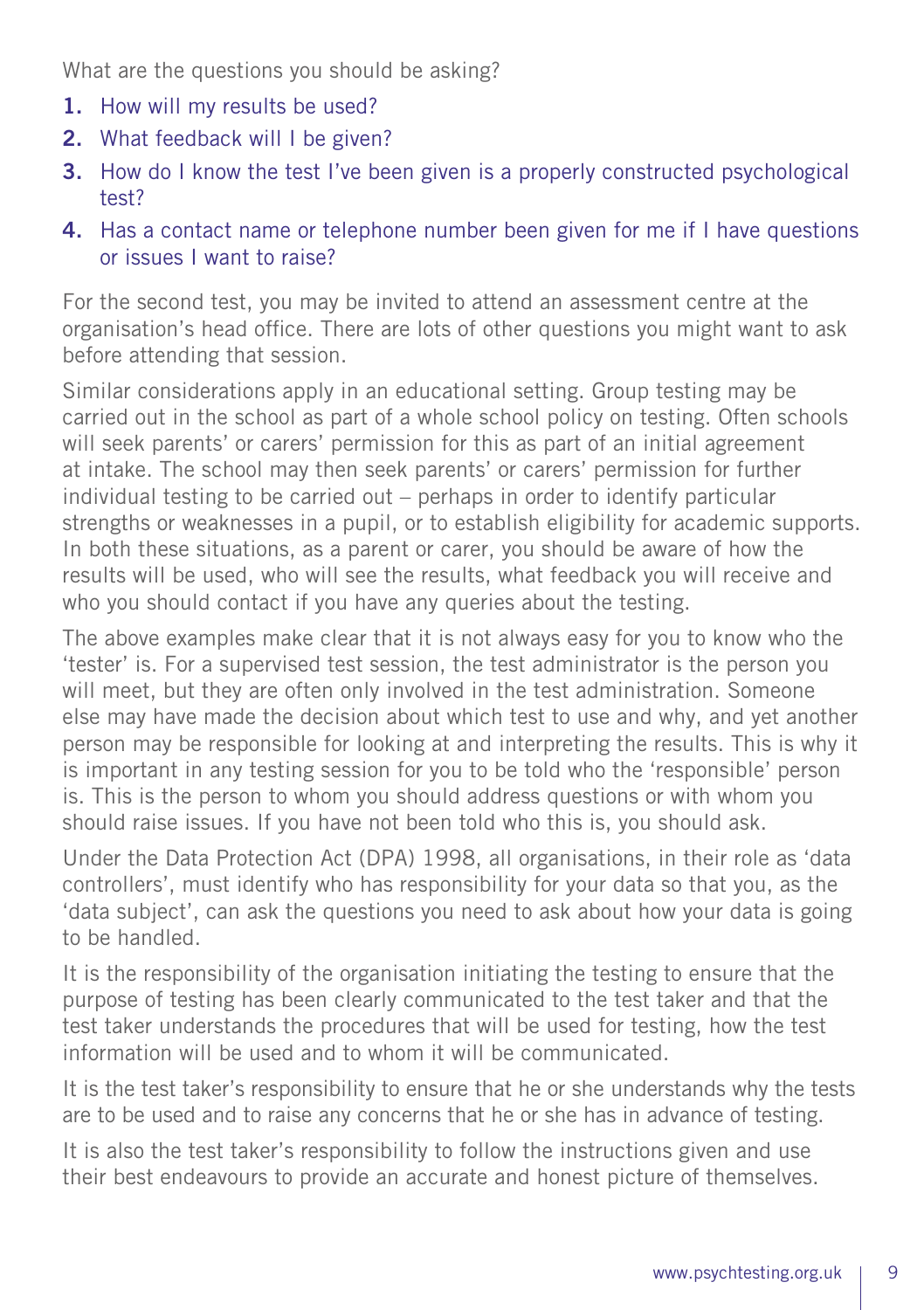What are the questions you should be asking?

1. How will my results be used?
2. What feedback will I be given?
3. How do I know the test I've been given is a properly constructed psychological test?
4. Has a contact name or telephone number been given for me if I have questions or issues I want to raise?

For the second test, you may be invited to attend an assessment centre at the organisation's head office. There are lots of other questions you might want to ask before attending that session.

Similar considerations apply in an educational setting. Group testing may be carried out in the school as part of a whole school policy on testing. Often schools will seek parents' or carers' permission for this as part of an initial agreement at intake. The school may then seek parents' or carers' permission for further individual testing to be carried out – perhaps in order to identify particular strengths or weaknesses in a pupil, or to establish eligibility for academic supports. In both these situations, as a parent or carer, you should be aware of how the results will be used, who will see the results, what feedback you will receive and who you should contact if you have any queries about the testing.

The above examples make clear that it is not always easy for you to know who the 'tester' is. For a supervised test session, the test administrator is the person you will meet, but they are often only involved in the test administration. Someone else may have made the decision about which test to use and why, and yet another person may be responsible for looking at and interpreting the results. This is why it is important in any testing session for you to be told who the 'responsible' person is. This is the person to whom you should address questions or with whom you should raise issues. If you have not been told who this is, you should ask.

Under the Data Protection Act (DPA) 1998, all organisations, in their role as 'data controllers', must identify who has responsibility for your data so that you, as the 'data subject', can ask the questions you need to ask about how your data is going to be handled.

It is the responsibility of the organisation initiating the testing to ensure that the purpose of testing has been clearly communicated to the test taker and that the test taker understands the procedures that will be used for testing, how the test information will be used and to whom it will be communicated.

It is the test taker's responsibility to ensure that he or she understands why the tests are to be used and to raise any concerns that he or she has in advance of testing.

It is also the test taker's responsibility to follow the instructions given and use their best endeavours to provide an accurate and honest picture of themselves.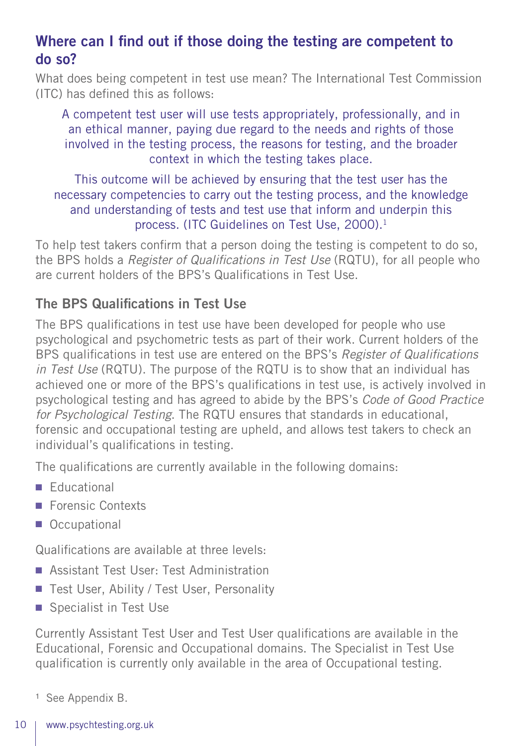## Where can I find out if those doing the testing are competent to do so?

What does being competent in test use mean? The International Test Commission (ITC) has defined this as follows:

> A competent test user will use tests appropriately, professionally, and in an ethical manner, paying due regard to the needs and rights of those involved in the testing process, the reasons for testing, and the broader context in which the testing takes place.
>
> This outcome will be achieved by ensuring that the test user has the necessary competencies to carry out the testing process, and the knowledge and understanding of tests and test use that inform and underpin this process. (ITC Guidelines on Test Use, 2000).[1]

To help test takers confirm that a person doing the testing is competent to do so, the BPS holds a *Register of Qualifications in Test Use* (RQTU), for all people who are current holders of the BPS's Qualifications in Test Use.

### The BPS Qualifications in Test Use

The BPS qualifications in test use have been developed for people who use psychological and psychometric tests as part of their work. Current holders of the BPS qualifications in test use are entered on the BPS's *Register of Qualifications in Test Use* (RQTU). The purpose of the RQTU is to show that an individual has achieved one or more of the BPS's qualifications in test use, is actively involved in psychological testing and has agreed to abide by the BPS's *Code of Good Practice for Psychological Testing*. The RQTU ensures that standards in educational, forensic and occupational testing are upheld, and allows test takers to check an individual's qualifications in testing.

The qualifications are currently available in the following domains:

- Educational
- Forensic Contexts
- Occupational

Qualifications are available at three levels:

- Assistant Test User: Test Administration
- Test User, Ability / Test User, Personality
- Specialist in Test Use

Currently Assistant Test User and Test User qualifications are available in the Educational, Forensic and Occupational domains. The Specialist in Test Use qualification is currently only available in the area of Occupational testing.

[1] See Appendix B.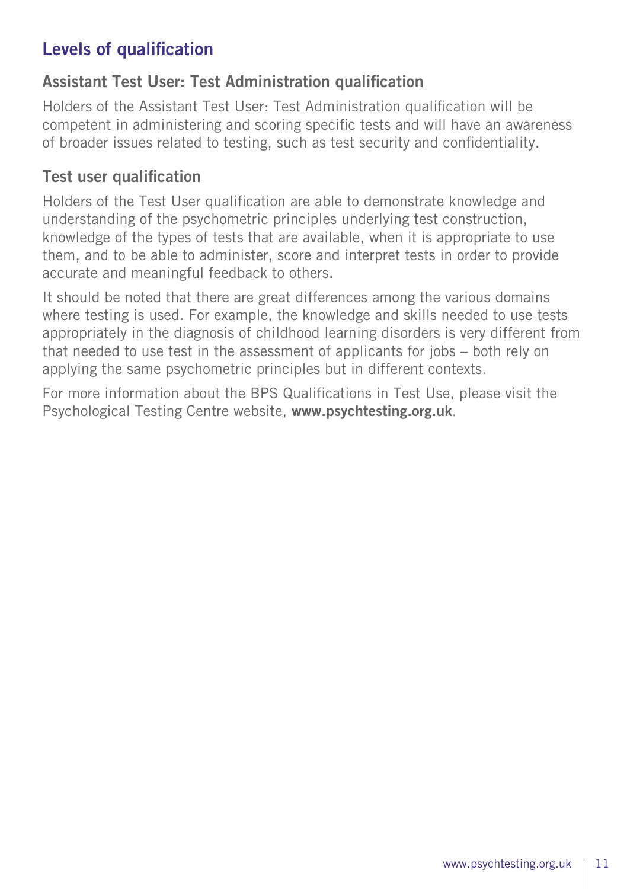## Levels of qualification

### Assistant Test User: Test Administration qualification

Holders of the Assistant Test User: Test Administration qualification will be competent in administering and scoring specific tests and will have an awareness of broader issues related to testing, such as test security and confidentiality.

### Test user qualification

Holders of the Test User qualification are able to demonstrate knowledge and understanding of the psychometric principles underlying test construction, knowledge of the types of tests that are available, when it is appropriate to use them, and to be able to administer, score and interpret tests in order to provide accurate and meaningful feedback to others.

It should be noted that there are great differences among the various domains where testing is used. For example, the knowledge and skills needed to use tests appropriately in the diagnosis of childhood learning disorders is very different from that needed to use test in the assessment of applicants for jobs – both rely on applying the same psychometric principles but in different contexts.

For more information about the BPS Qualifications in Test Use, please visit the Psychological Testing Centre website, **www.psychtesting.org.uk**.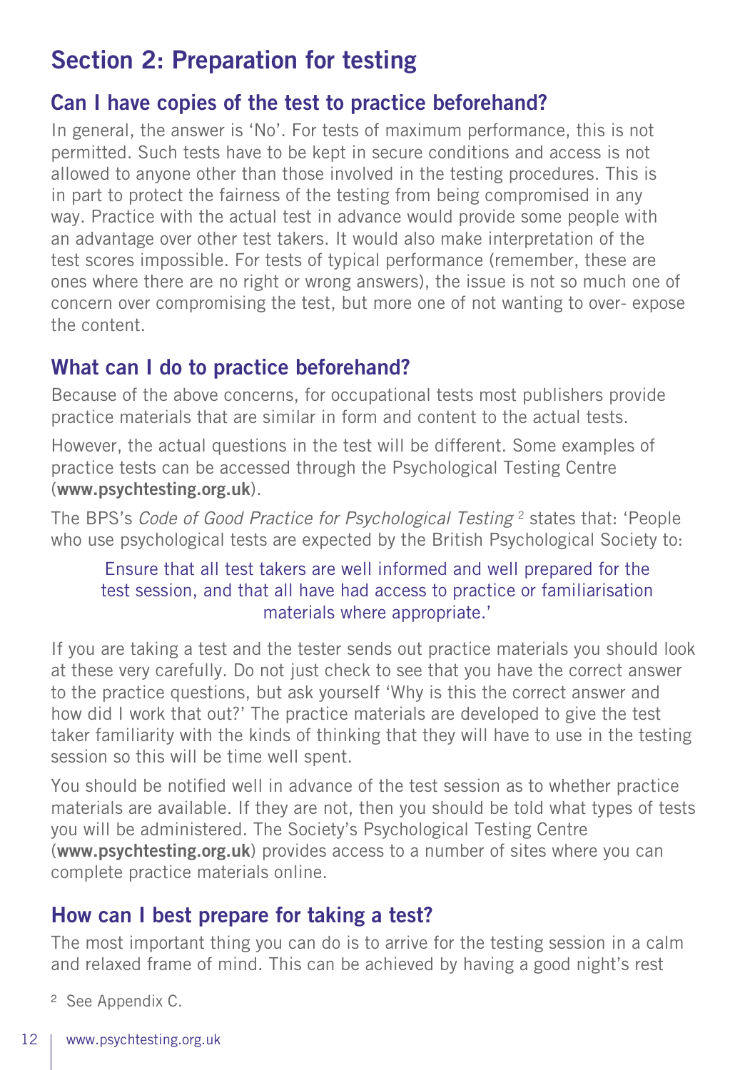## Section 2: Preparation for testing

### Can I have copies of the test to practice beforehand?

In general, the answer is 'No'. For tests of maximum performance, this is not permitted. Such tests have to be kept in secure conditions and access is not allowed to anyone other than those involved in the testing procedures. This is in part to protect the fairness of the testing from being compromised in any way. Practice with the actual test in advance would provide some people with an advantage over other test takers. It would also make interpretation of the test scores impossible. For tests of typical performance (remember, these are ones where there are no right or wrong answers), the issue is not so much one of concern over compromising the test, but more one of not wanting to over- expose the content.

### What can I do to practice beforehand?

Because of the above concerns, for occupational tests most publishers provide practice materials that are similar in form and content to the actual tests.

However, the actual questions in the test will be different. Some examples of practice tests can be accessed through the Psychological Testing Centre (**www.psychtesting.org.uk**).

The BPS's *Code of Good Practice for Psychological Testing* [2] states that: 'People who use psychological tests are expected by the British Psychological Society to:

> Ensure that all test takers are well informed and well prepared for the test session, and that all have had access to practice or familiarisation materials where appropriate.'

If you are taking a test and the tester sends out practice materials you should look at these very carefully. Do not just check to see that you have the correct answer to the practice questions, but ask yourself 'Why is this the correct answer and how did I work that out?' The practice materials are developed to give the test taker familiarity with the kinds of thinking that they will have to use in the testing session so this will be time well spent.

You should be notified well in advance of the test session as to whether practice materials are available. If they are not, then you should be told what types of tests you will be administered. The Society's Psychological Testing Centre (**www.psychtesting.org.uk**) provides access to a number of sites where you can complete practice materials online.

### How can I best prepare for taking a test?

The most important thing you can do is to arrive for the testing session in a calm and relaxed frame of mind. This can be achieved by having a good night's rest

[2] See Appendix C.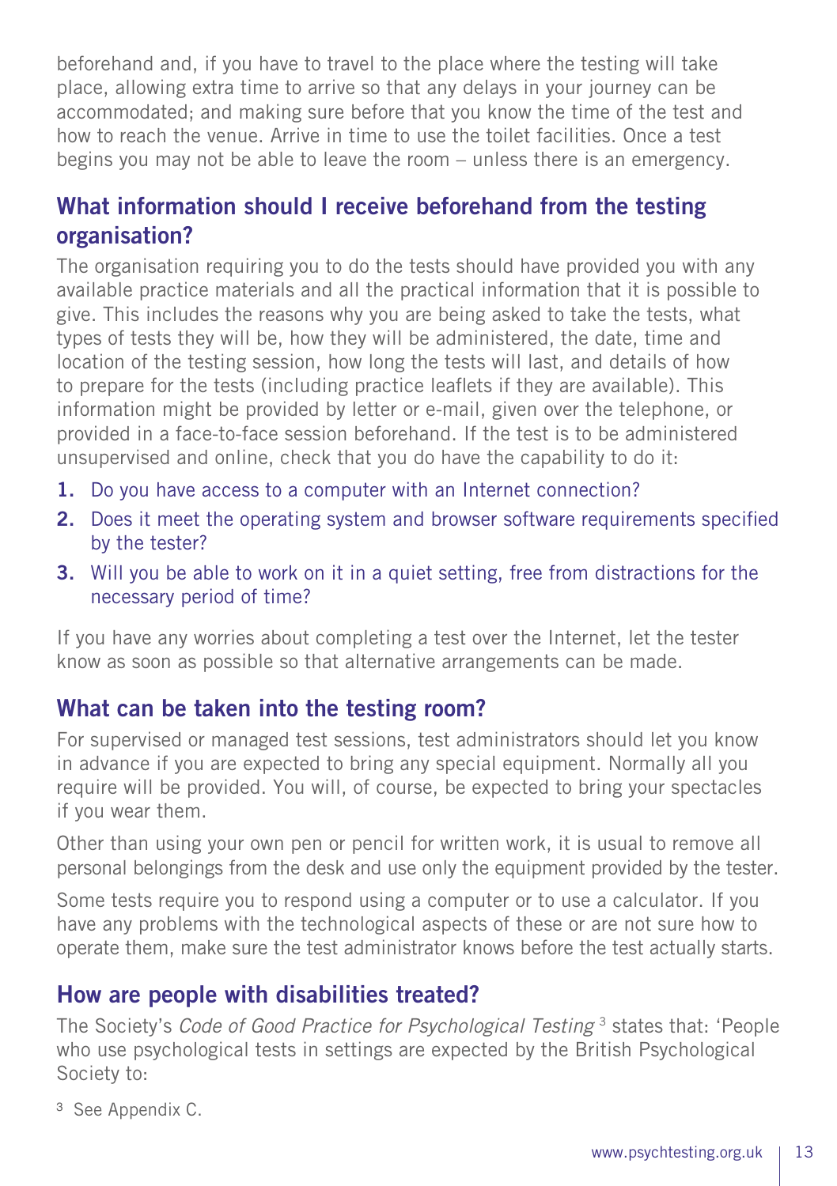beforehand and, if you have to travel to the place where the testing will take place, allowing extra time to arrive so that any delays in your journey can be accommodated; and making sure before that you know the time of the test and how to reach the venue. Arrive in time to use the toilet facilities. Once a test begins you may not be able to leave the room – unless there is an emergency.

## What information should I receive beforehand from the testing organisation?

The organisation requiring you to do the tests should have provided you with any available practice materials and all the practical information that it is possible to give. This includes the reasons why you are being asked to take the tests, what types of tests they will be, how they will be administered, the date, time and location of the testing session, how long the tests will last, and details of how to prepare for the tests (including practice leaflets if they are available). This information might be provided by letter or e-mail, given over the telephone, or provided in a face-to-face session beforehand. If the test is to be administered unsupervised and online, check that you do have the capability to do it:

1. Do you have access to a computer with an Internet connection?
2. Does it meet the operating system and browser software requirements specified by the tester?
3. Will you be able to work on it in a quiet setting, free from distractions for the necessary period of time?

If you have any worries about completing a test over the Internet, let the tester know as soon as possible so that alternative arrangements can be made.

## What can be taken into the testing room?

For supervised or managed test sessions, test administrators should let you know in advance if you are expected to bring any special equipment. Normally all you require will be provided. You will, of course, be expected to bring your spectacles if you wear them.

Other than using your own pen or pencil for written work, it is usual to remove all personal belongings from the desk and use only the equipment provided by the tester.

Some tests require you to respond using a computer or to use a calculator. If you have any problems with the technological aspects of these or are not sure how to operate them, make sure the test administrator knows before the test actually starts.

## How are people with disabilities treated?

The Society's *Code of Good Practice for Psychological Testing* [3] states that: 'People who use psychological tests in settings are expected by the British Psychological Society to:

[3] See Appendix C.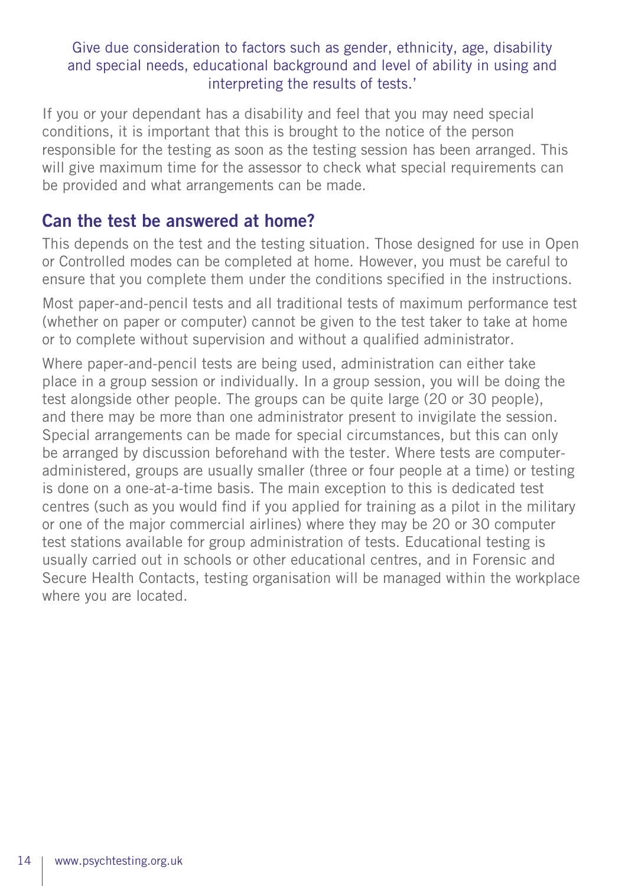Give due consideration to factors such as gender, ethnicity, age, disability and special needs, educational background and level of ability in using and interpreting the results of tests.'

If you or your dependant has a disability and feel that you may need special conditions, it is important that this is brought to the notice of the person responsible for the testing as soon as the testing session has been arranged. This will give maximum time for the assessor to check what special requirements can be provided and what arrangements can be made.

## Can the test be answered at home?

This depends on the test and the testing situation. Those designed for use in Open or Controlled modes can be completed at home. However, you must be careful to ensure that you complete them under the conditions specified in the instructions.

Most paper-and-pencil tests and all traditional tests of maximum performance test (whether on paper or computer) cannot be given to the test taker to take at home or to complete without supervision and without a qualified administrator.

Where paper-and-pencil tests are being used, administration can either take place in a group session or individually. In a group session, you will be doing the test alongside other people. The groups can be quite large (20 or 30 people), and there may be more than one administrator present to invigilate the session. Special arrangements can be made for special circumstances, but this can only be arranged by discussion beforehand with the tester. Where tests are computer-administered, groups are usually smaller (three or four people at a time) or testing is done on a one-at-a-time basis. The main exception to this is dedicated test centres (such as you would find if you applied for training as a pilot in the military or one of the major commercial airlines) where they may be 20 or 30 computer test stations available for group administration of tests. Educational testing is usually carried out in schools or other educational centres, and in Forensic and Secure Health Contacts, testing organisation will be managed within the workplace where you are located.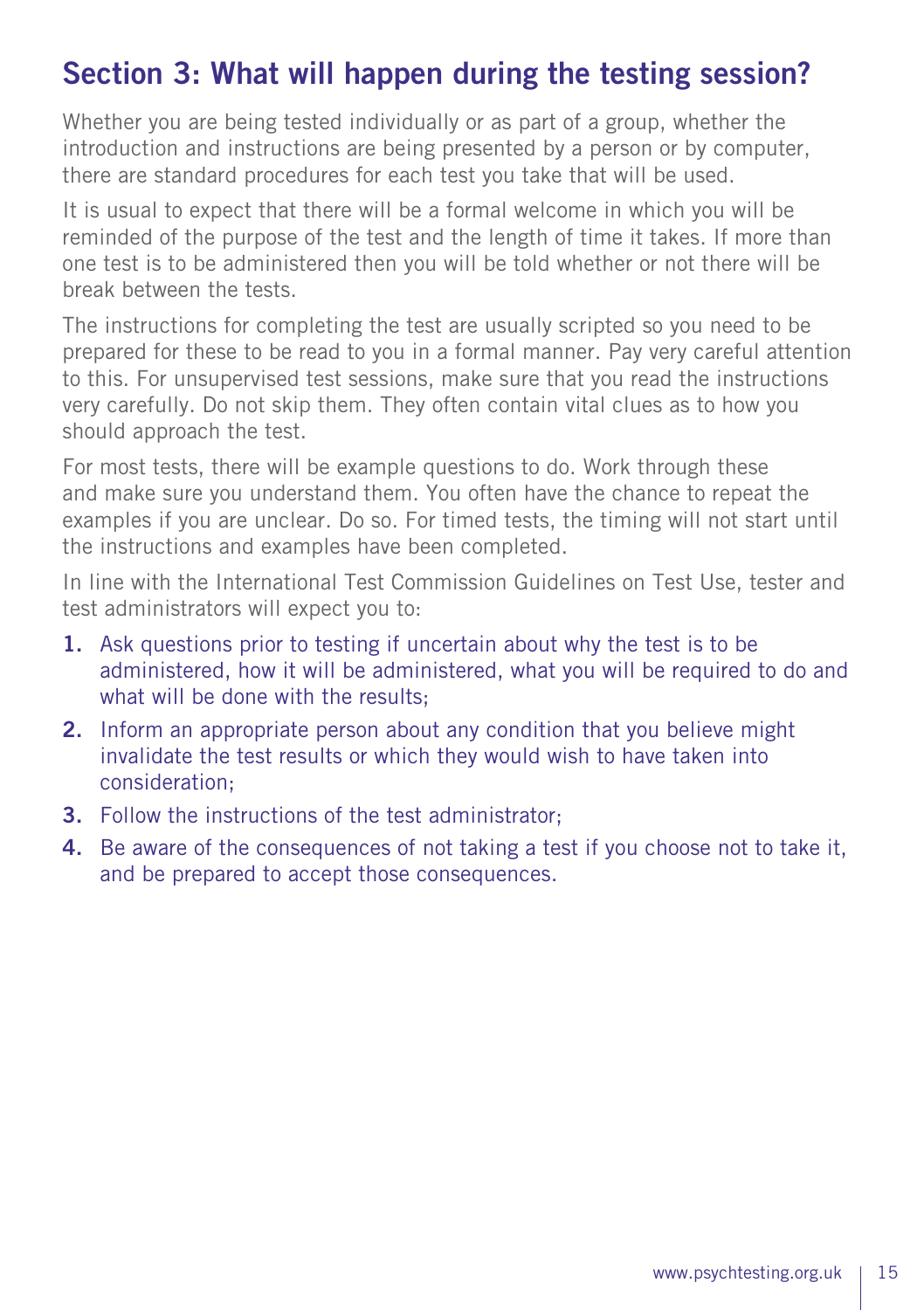## Section 3: What will happen during the testing session?

Whether you are being tested individually or as part of a group, whether the introduction and instructions are being presented by a person or by computer, there are standard procedures for each test you take that will be used.

It is usual to expect that there will be a formal welcome in which you will be reminded of the purpose of the test and the length of time it takes. If more than one test is to be administered then you will be told whether or not there will be break between the tests.

The instructions for completing the test are usually scripted so you need to be prepared for these to be read to you in a formal manner. Pay very careful attention to this. For unsupervised test sessions, make sure that you read the instructions very carefully. Do not skip them. They often contain vital clues as to how you should approach the test.

For most tests, there will be example questions to do. Work through these and make sure you understand them. You often have the chance to repeat the examples if you are unclear. Do so. For timed tests, the timing will not start until the instructions and examples have been completed.

In line with the International Test Commission Guidelines on Test Use, tester and test administrators will expect you to:

1. Ask questions prior to testing if uncertain about why the test is to be administered, how it will be administered, what you will be required to do and what will be done with the results;
2. Inform an appropriate person about any condition that you believe might invalidate the test results or which they would wish to have taken into consideration;
3. Follow the instructions of the test administrator;
4. Be aware of the consequences of not taking a test if you choose not to take it, and be prepared to accept those consequences.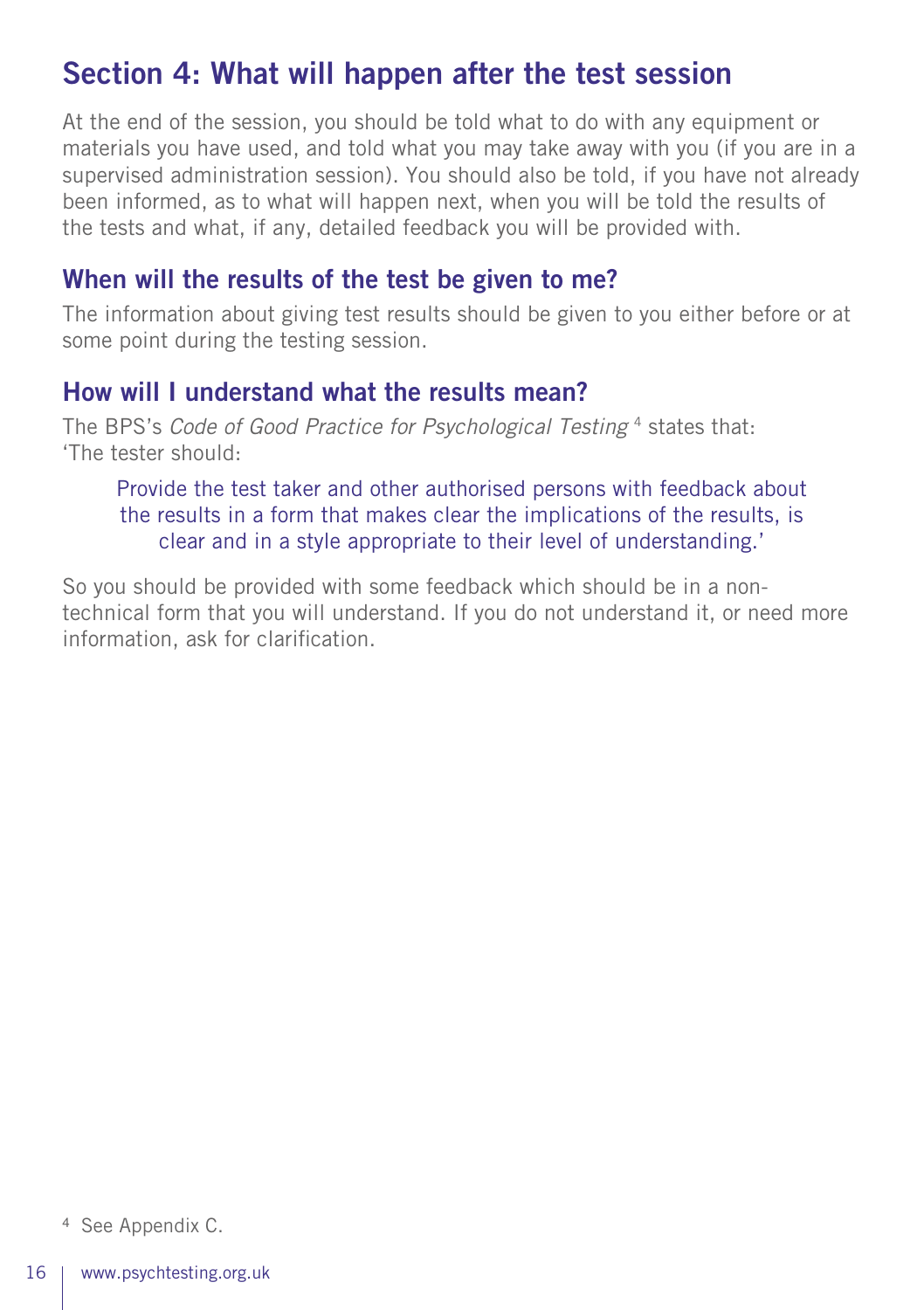## Section 4: What will happen after the test session

At the end of the session, you should be told what to do with any equipment or materials you have used, and told what you may take away with you (if you are in a supervised administration session). You should also be told, if you have not already been informed, as to what will happen next, when you will be told the results of the tests and what, if any, detailed feedback you will be provided with.

### When will the results of the test be given to me?

The information about giving test results should be given to you either before or at some point during the testing session.

### How will I understand what the results mean?

The BPS's *Code of Good Practice for Psychological Testing* [4] states that: 'The tester should:

> Provide the test taker and other authorised persons with feedback about the results in a form that makes clear the implications of the results, is clear and in a style appropriate to their level of understanding.'

So you should be provided with some feedback which should be in a non-technical form that you will understand. If you do not understand it, or need more information, ask for clarification.

[4] See Appendix C.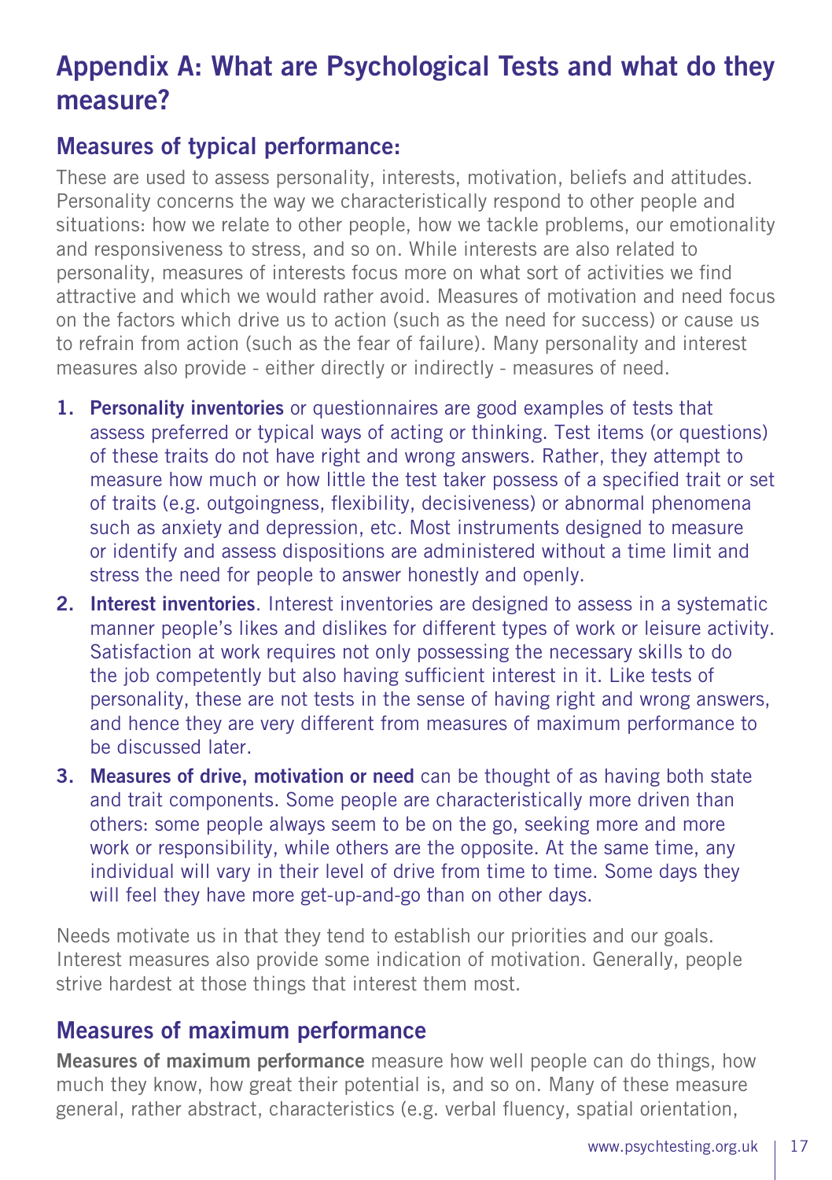# Appendix A: What are Psychological Tests and what do they measure?

## Measures of typical performance:

These are used to assess personality, interests, motivation, beliefs and attitudes. Personality concerns the way we characteristically respond to other people and situations: how we relate to other people, how we tackle problems, our emotionality and responsiveness to stress, and so on. While interests are also related to personality, measures of interests focus more on what sort of activities we find attractive and which we would rather avoid. Measures of motivation and need focus on the factors which drive us to action (such as the need for success) or cause us to refrain from action (such as the fear of failure). Many personality and interest measures also provide - either directly or indirectly - measures of need.

1. **Personality inventories** or questionnaires are good examples of tests that assess preferred or typical ways of acting or thinking. Test items (or questions) of these traits do not have right and wrong answers. Rather, they attempt to measure how much or how little the test taker possess of a specified trait or set of traits (e.g. outgoingness, flexibility, decisiveness) or abnormal phenomena such as anxiety and depression, etc. Most instruments designed to measure or identify and assess dispositions are administered without a time limit and stress the need for people to answer honestly and openly.
2. **Interest inventories**. Interest inventories are designed to assess in a systematic manner people's likes and dislikes for different types of work or leisure activity. Satisfaction at work requires not only possessing the necessary skills to do the job competently but also having sufficient interest in it. Like tests of personality, these are not tests in the sense of having right and wrong answers, and hence they are very different from measures of maximum performance to be discussed later.
3. **Measures of drive, motivation or need** can be thought of as having both state and trait components. Some people are characteristically more driven than others: some people always seem to be on the go, seeking more and more work or responsibility, while others are the opposite. At the same time, any individual will vary in their level of drive from time to time. Some days they will feel they have more get-up-and-go than on other days.

Needs motivate us in that they tend to establish our priorities and our goals. Interest measures also provide some indication of motivation. Generally, people strive hardest at those things that interest them most.

## Measures of maximum performance

**Measures of maximum performance** measure how well people can do things, how much they know, how great their potential is, and so on. Many of these measure general, rather abstract, characteristics (e.g. verbal fluency, spatial orientation,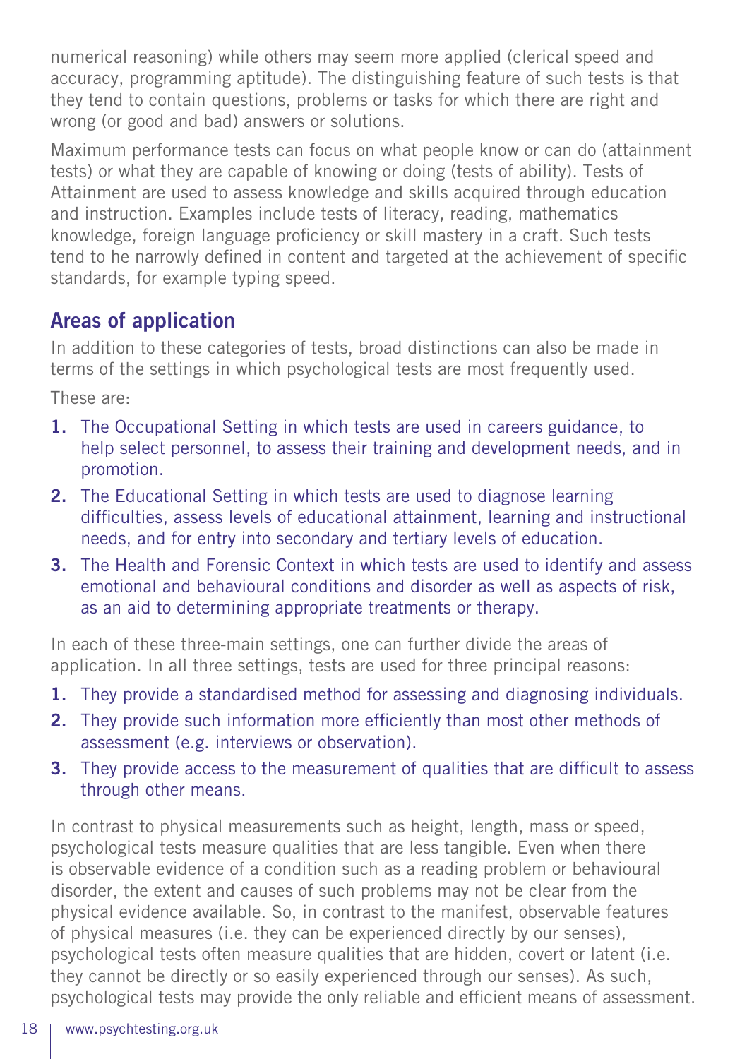numerical reasoning) while others may seem more applied (clerical speed and accuracy, programming aptitude). The distinguishing feature of such tests is that they tend to contain questions, problems or tasks for which there are right and wrong (or good and bad) answers or solutions.

Maximum performance tests can focus on what people know or can do (attainment tests) or what they are capable of knowing or doing (tests of ability). Tests of Attainment are used to assess knowledge and skills acquired through education and instruction. Examples include tests of literacy, reading, mathematics knowledge, foreign language proficiency or skill mastery in a craft. Such tests tend to he narrowly defined in content and targeted at the achievement of specific standards, for example typing speed.

## Areas of application

In addition to these categories of tests, broad distinctions can also be made in terms of the settings in which psychological tests are most frequently used.

These are:

1. The Occupational Setting in which tests are used in careers guidance, to help select personnel, to assess their training and development needs, and in promotion.
2. The Educational Setting in which tests are used to diagnose learning difficulties, assess levels of educational attainment, learning and instructional needs, and for entry into secondary and tertiary levels of education.
3. The Health and Forensic Context in which tests are used to identify and assess emotional and behavioural conditions and disorder as well as aspects of risk, as an aid to determining appropriate treatments or therapy.

In each of these three-main settings, one can further divide the areas of application. In all three settings, tests are used for three principal reasons:

1. They provide a standardised method for assessing and diagnosing individuals.
2. They provide such information more efficiently than most other methods of assessment (e.g. interviews or observation).
3. They provide access to the measurement of qualities that are difficult to assess through other means.

In contrast to physical measurements such as height, length, mass or speed, psychological tests measure qualities that are less tangible. Even when there is observable evidence of a condition such as a reading problem or behavioural disorder, the extent and causes of such problems may not be clear from the physical evidence available. So, in contrast to the manifest, observable features of physical measures (i.e. they can be experienced directly by our senses), psychological tests often measure qualities that are hidden, covert or latent (i.e. they cannot be directly or so easily experienced through our senses). As such, psychological tests may provide the only reliable and efficient means of assessment.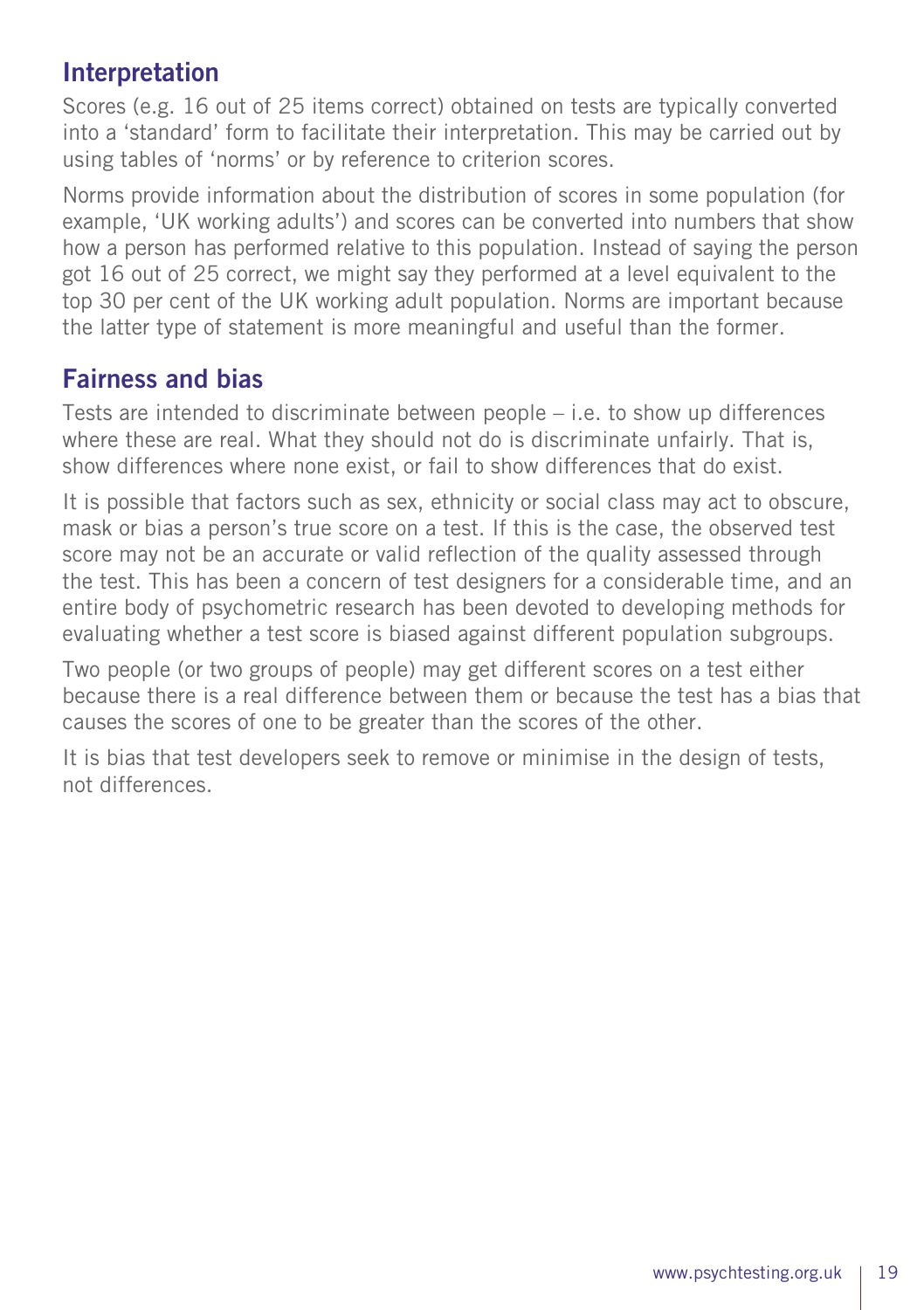## Interpretation

Scores (e.g. 16 out of 25 items correct) obtained on tests are typically converted into a 'standard' form to facilitate their interpretation. This may be carried out by using tables of 'norms' or by reference to criterion scores.

Norms provide information about the distribution of scores in some population (for example, 'UK working adults') and scores can be converted into numbers that show how a person has performed relative to this population. Instead of saying the person got 16 out of 25 correct, we might say they performed at a level equivalent to the top 30 per cent of the UK working adult population. Norms are important because the latter type of statement is more meaningful and useful than the former.

## Fairness and bias

Tests are intended to discriminate between people – i.e. to show up differences where these are real. What they should not do is discriminate unfairly. That is, show differences where none exist, or fail to show differences that do exist.

It is possible that factors such as sex, ethnicity or social class may act to obscure, mask or bias a person's true score on a test. If this is the case, the observed test score may not be an accurate or valid reflection of the quality assessed through the test. This has been a concern of test designers for a considerable time, and an entire body of psychometric research has been devoted to developing methods for evaluating whether a test score is biased against different population subgroups.

Two people (or two groups of people) may get different scores on a test either because there is a real difference between them or because the test has a bias that causes the scores of one to be greater than the scores of the other.

It is bias that test developers seek to remove or minimise in the design of tests, not differences.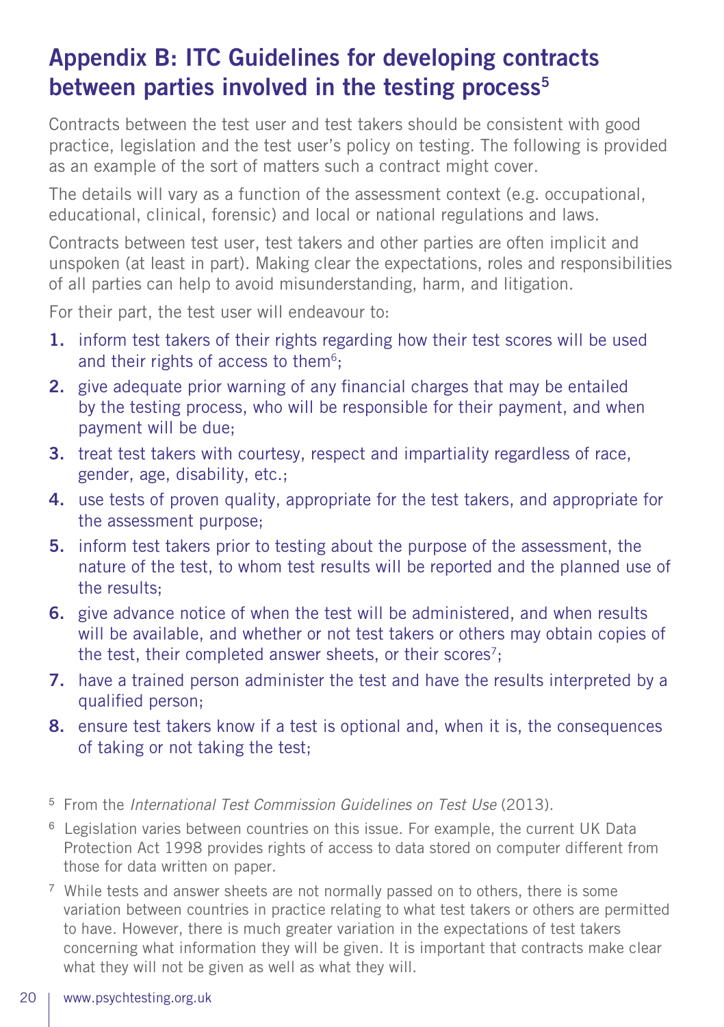## Appendix B: ITC Guidelines for developing contracts between parties involved in the testing process[5]

Contracts between the test user and test takers should be consistent with good practice, legislation and the test user's policy on testing. The following is provided as an example of the sort of matters such a contract might cover.

The details will vary as a function of the assessment context (e.g. occupational, educational, clinical, forensic) and local or national regulations and laws.

Contracts between test user, test takers and other parties are often implicit and unspoken (at least in part). Making clear the expectations, roles and responsibilities of all parties can help to avoid misunderstanding, harm, and litigation.

For their part, the test user will endeavour to:

1. inform test takers of their rights regarding how their test scores will be used and their rights of access to them[6];
2. give adequate prior warning of any financial charges that may be entailed by the testing process, who will be responsible for their payment, and when payment will be due;
3. treat test takers with courtesy, respect and impartiality regardless of race, gender, age, disability, etc.;
4. use tests of proven quality, appropriate for the test takers, and appropriate for the assessment purpose;
5. inform test takers prior to testing about the purpose of the assessment, the nature of the test, to whom test results will be reported and the planned use of the results;
6. give advance notice of when the test will be administered, and when results will be available, and whether or not test takers or others may obtain copies of the test, their completed answer sheets, or their scores[7];
7. have a trained person administer the test and have the results interpreted by a qualified person;
8. ensure test takers know if a test is optional and, when it is, the consequences of taking or not taking the test;

[5] From the *International Test Commission Guidelines on Test Use* (2013).

[6] Legislation varies between countries on this issue. For example, the current UK Data Protection Act 1998 provides rights of access to data stored on computer different from those for data written on paper.

[7] While tests and answer sheets are not normally passed on to others, there is some variation between countries in practice relating to what test takers or others are permitted to have. However, there is much greater variation in the expectations of test takers concerning what information they will be given. It is important that contracts make clear what they will not be given as well as what they will.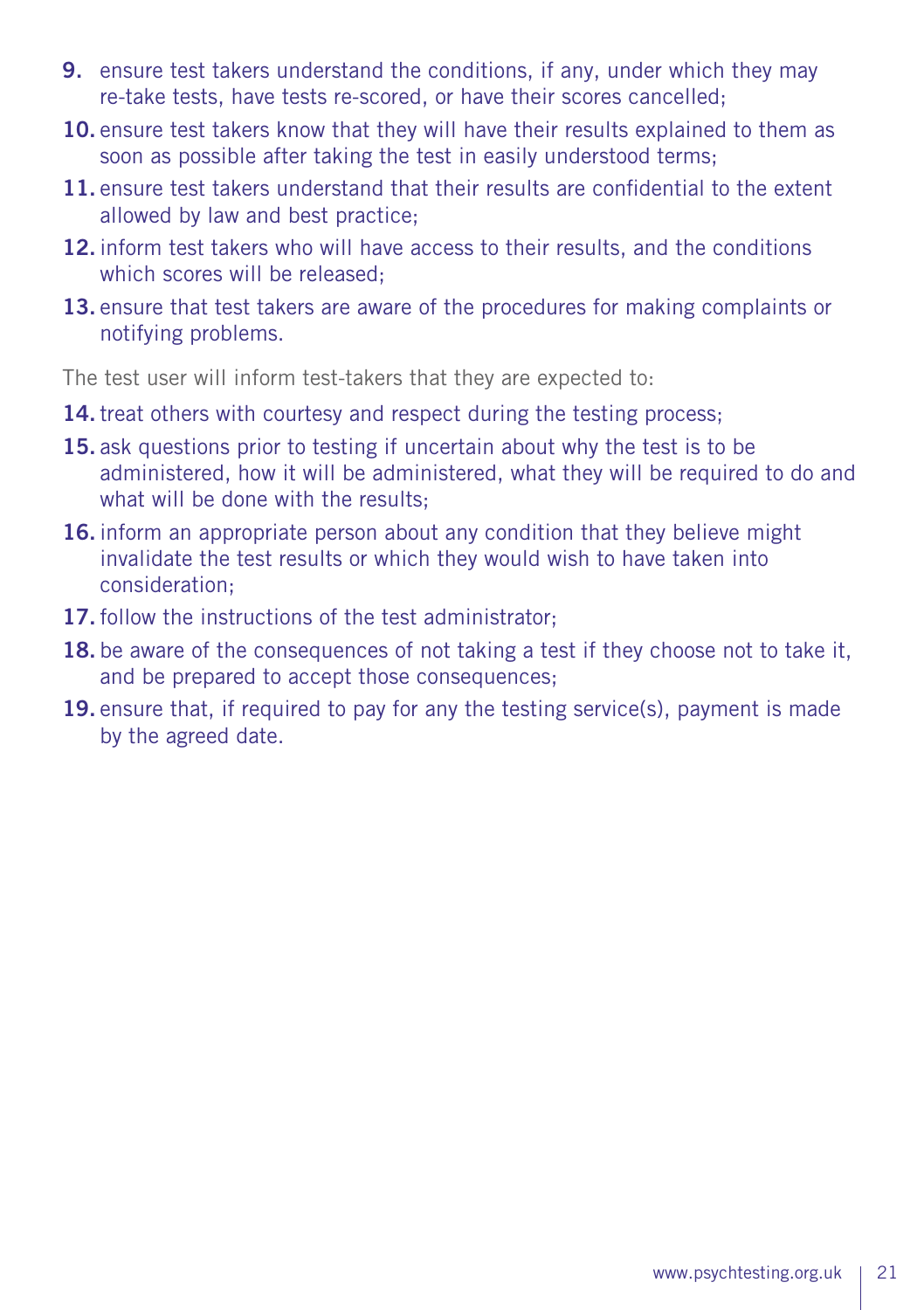9. ensure test takers understand the conditions, if any, under which they may re-take tests, have tests re-scored, or have their scores cancelled;
10. ensure test takers know that they will have their results explained to them as soon as possible after taking the test in easily understood terms;
11. ensure test takers understand that their results are confidential to the extent allowed by law and best practice;
12. inform test takers who will have access to their results, and the conditions which scores will be released;
13. ensure that test takers are aware of the procedures for making complaints or notifying problems.

The test user will inform test-takers that they are expected to:

14. treat others with courtesy and respect during the testing process;
15. ask questions prior to testing if uncertain about why the test is to be administered, how it will be administered, what they will be required to do and what will be done with the results;
16. inform an appropriate person about any condition that they believe might invalidate the test results or which they would wish to have taken into consideration;
17. follow the instructions of the test administrator;
18. be aware of the consequences of not taking a test if they choose not to take it, and be prepared to accept those consequences;
19. ensure that, if required to pay for any the testing service(s), payment is made by the agreed date.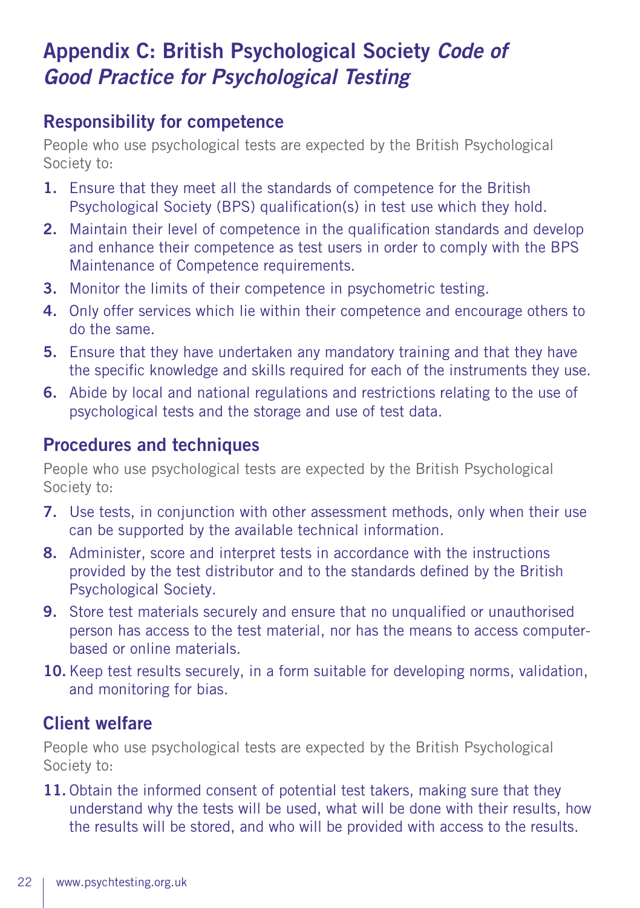# Appendix C: British Psychological Society *Code of Good Practice for Psychological Testing*

## Responsibility for competence

People who use psychological tests are expected by the British Psychological Society to:

1. Ensure that they meet all the standards of competence for the British Psychological Society (BPS) qualification(s) in test use which they hold.
2. Maintain their level of competence in the qualification standards and develop and enhance their competence as test users in order to comply with the BPS Maintenance of Competence requirements.
3. Monitor the limits of their competence in psychometric testing.
4. Only offer services which lie within their competence and encourage others to do the same.
5. Ensure that they have undertaken any mandatory training and that they have the specific knowledge and skills required for each of the instruments they use.
6. Abide by local and national regulations and restrictions relating to the use of psychological tests and the storage and use of test data.

## Procedures and techniques

People who use psychological tests are expected by the British Psychological Society to:

7. Use tests, in conjunction with other assessment methods, only when their use can be supported by the available technical information.
8. Administer, score and interpret tests in accordance with the instructions provided by the test distributor and to the standards defined by the British Psychological Society.
9. Store test materials securely and ensure that no unqualified or unauthorised person has access to the test material, nor has the means to access computer-based or online materials.
10. Keep test results securely, in a form suitable for developing norms, validation, and monitoring for bias.

## Client welfare

People who use psychological tests are expected by the British Psychological Society to:

11. Obtain the informed consent of potential test takers, making sure that they understand why the tests will be used, what will be done with their results, how the results will be stored, and who will be provided with access to the results.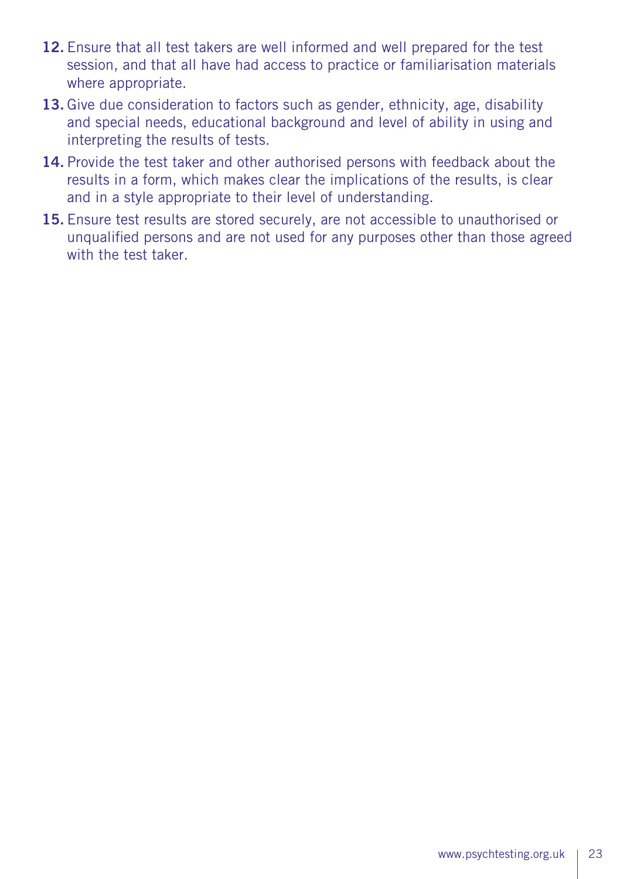12. Ensure that all test takers are well informed and well prepared for the test session, and that all have had access to practice or familiarisation materials where appropriate.

13. Give due consideration to factors such as gender, ethnicity, age, disability and special needs, educational background and level of ability in using and interpreting the results of tests.

14. Provide the test taker and other authorised persons with feedback about the results in a form, which makes clear the implications of the results, is clear and in a style appropriate to their level of understanding.

15. Ensure test results are stored securely, are not accessible to unauthorised or unqualified persons and are not used for any purposes other than those agreed with the test taker.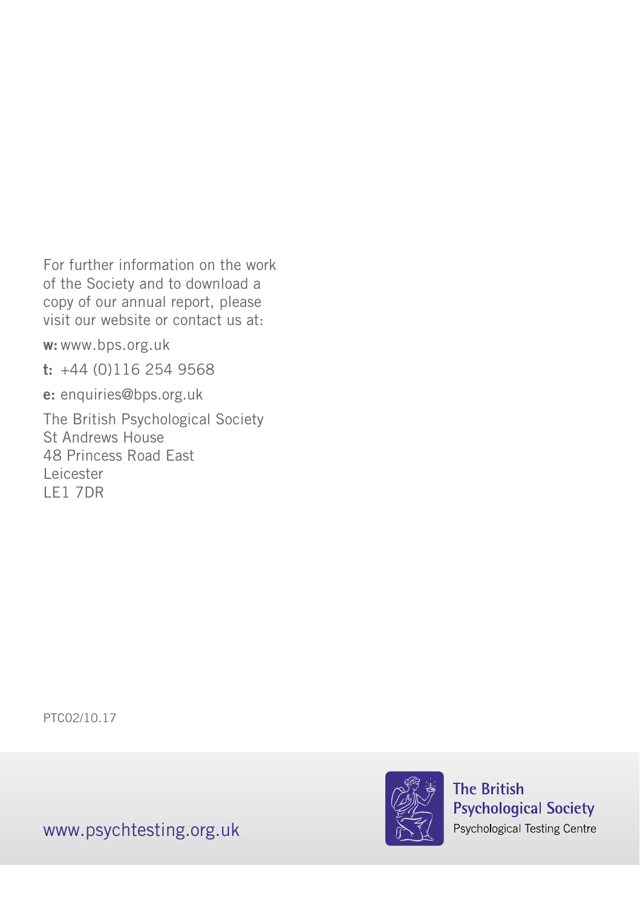For further information on the work of the Society and to download a copy of our annual report, please visit our website or contact us at:

**w:** www.bps.org.uk

**t:** +44 (0)116 254 9568

**e:** enquiries@bps.org.uk

The British Psychological Society
St Andrews House
48 Princess Road East
Leicester
LE1 7DR

PTC02/10.17

www.psychtesting.org.uk

The British Psychological Society
Psychological Testing Centre